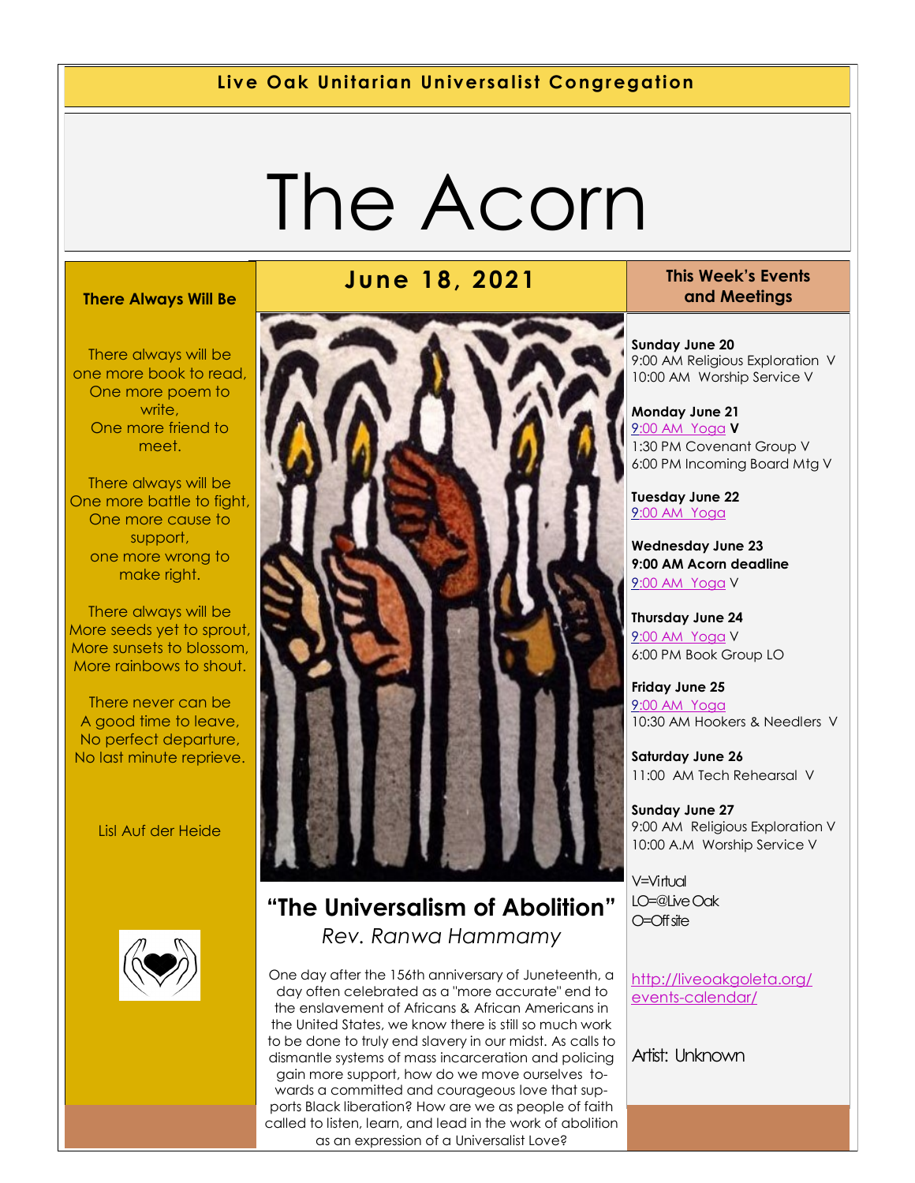**Live Oak Unitarian Universalist Congregation**

# The Acorn

## June 18, 2021

### “The Universalism of Abolition”

*Rev. Ranwa Hammamy*

One day after the 156th anniversary of Juneteenth, a day often celebrated as a "more accurate" end to the enslavement of Africans & African Americans in the United States, we know there is still so much work to be done to truly end slavery in our midst. As calls to dismantle systems of mass incarceration and policing gain more support, how do we move ourselves towards a committed and courageous love that supports Black liberation? How are we as people of faith called to listen, learn, and lead in the work of abolition as an expression of a Universalist Love?

### There Always Will Be

There always will be
one more book to read,
One more poem to write,
One more friend to meet.

There always will be
One more battle to fight,
One more cause to support,
one more wrong to make right.

There always will be
More seeds yet to sprout,
More sunsets to blossom,
More rainbows to shout.

There never can be
A good time to leave,
No perfect departure,
No last minute reprieve.

Lisl Auf der Heide

### This Week's Events and Meetings

**Sunday June 20**
9:00 AM Religious Exploration V
10:00 AM Worship Service V

**Monday June 21**
9:00 AM Yoga **V**
1:30 PM Covenant Group V
6:00 PM Incoming Board Mtg V

**Tuesday June 22**
9:00 AM Yoga

**Wednesday June 23**
**9:00 AM Acorn deadline**
9:00 AM Yoga V

**Thursday June 24**
9:00 AM Yoga V
6:00 PM Book Group LO

**Friday June 25**
9:00 AM Yoga
10:30 AM Hookers & Needlers V

**Saturday June 26**
11:00 AM Tech Rehearsal V

**Sunday June 27**
9:00 AM Religious Exploration V
10:00 A.M Worship Service V

V=Virtual
LO=@Live Oak
O=Off site

http://liveoakgoleta.org/events-calendar/

Artist: Unknown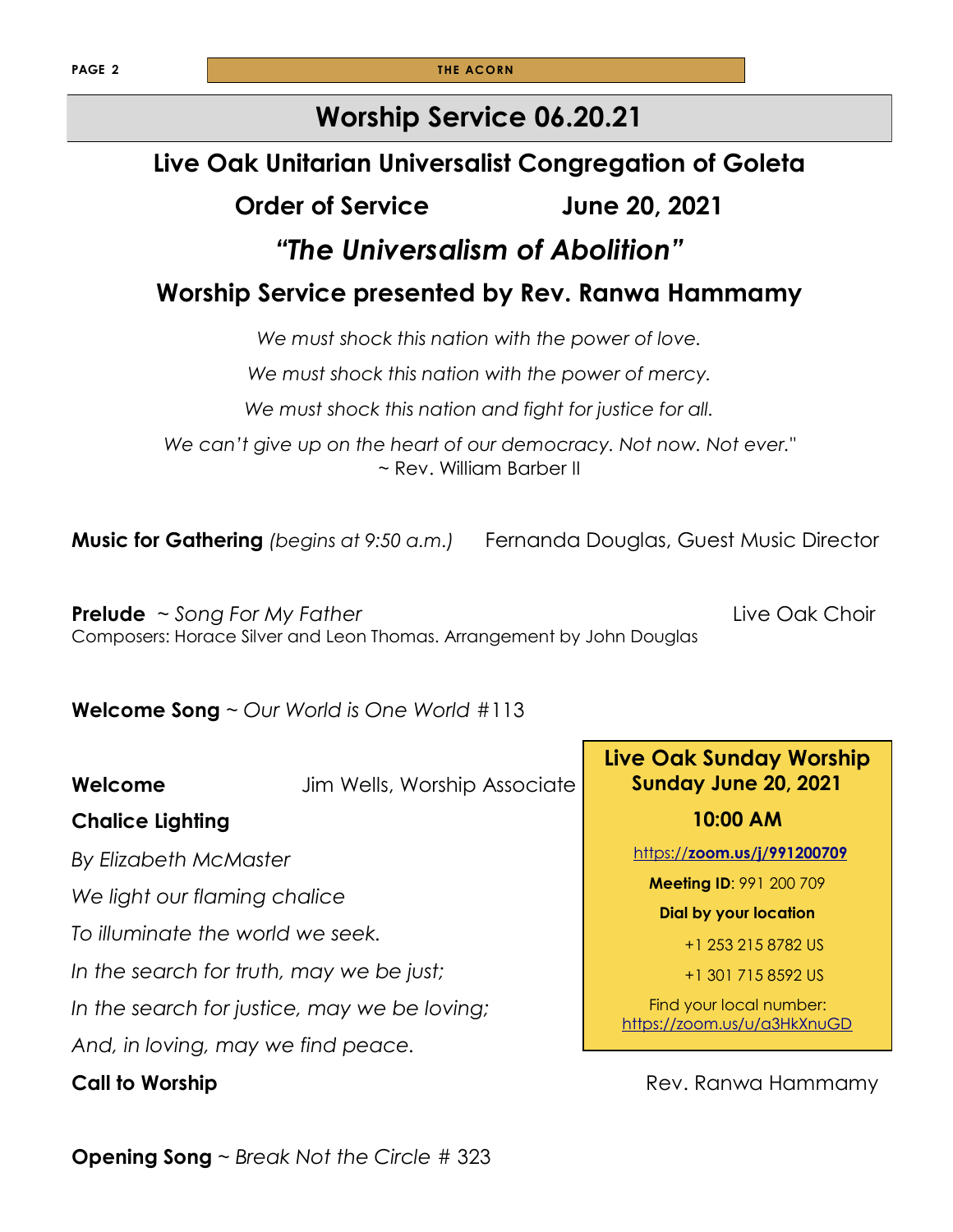# Worship Service 06.20.21

## Live Oak Unitarian Universalist Congregation of Goleta

## Order of Service June 20, 2021

## *"The Universalism of Abolition"*

## Worship Service presented by Rev. Ranwa Hammamy

*We must shock this nation with the power of love.*

*We must shock this nation with the power of mercy.*

*We must shock this nation and fight for justice for all.*

*We can't give up on the heart of our democracy. Not now. Not ever."*
~ Rev. William Barber II

**Music for Gathering** *(begins at 9:50 a.m.)* Fernanda Douglas, Guest Music Director

**Prelude** ~ *Song For My Father* Live Oak Choir
Composers: Horace Silver and Leon Thomas. Arrangement by John Douglas

**Welcome Song** ~ *Our World is One World* #113

**Welcome** Jim Wells, Worship Associate

**Chalice Lighting**

*By Elizabeth McMaster*

*We light our flaming chalice*

*To illuminate the world we seek.*

*In the search for truth, may we be just;*

*In the search for justice, may we be loving;*

*And, in loving, may we find peace.*

**Call to Worship** Rev. Ranwa Hammamy

**Opening Song** ~ *Break Not the Circle* # 323

---

**Live Oak Sunday Worship**
**Sunday June 20, 2021**

**10:00 AM**

https://**zoom.us/j/991200709**

**Meeting ID**: 991 200 709

**Dial by your location**

+1 253 215 8782 US

+1 301 715 8592 US

Find your local number: https://zoom.us/u/a3HkXnuGD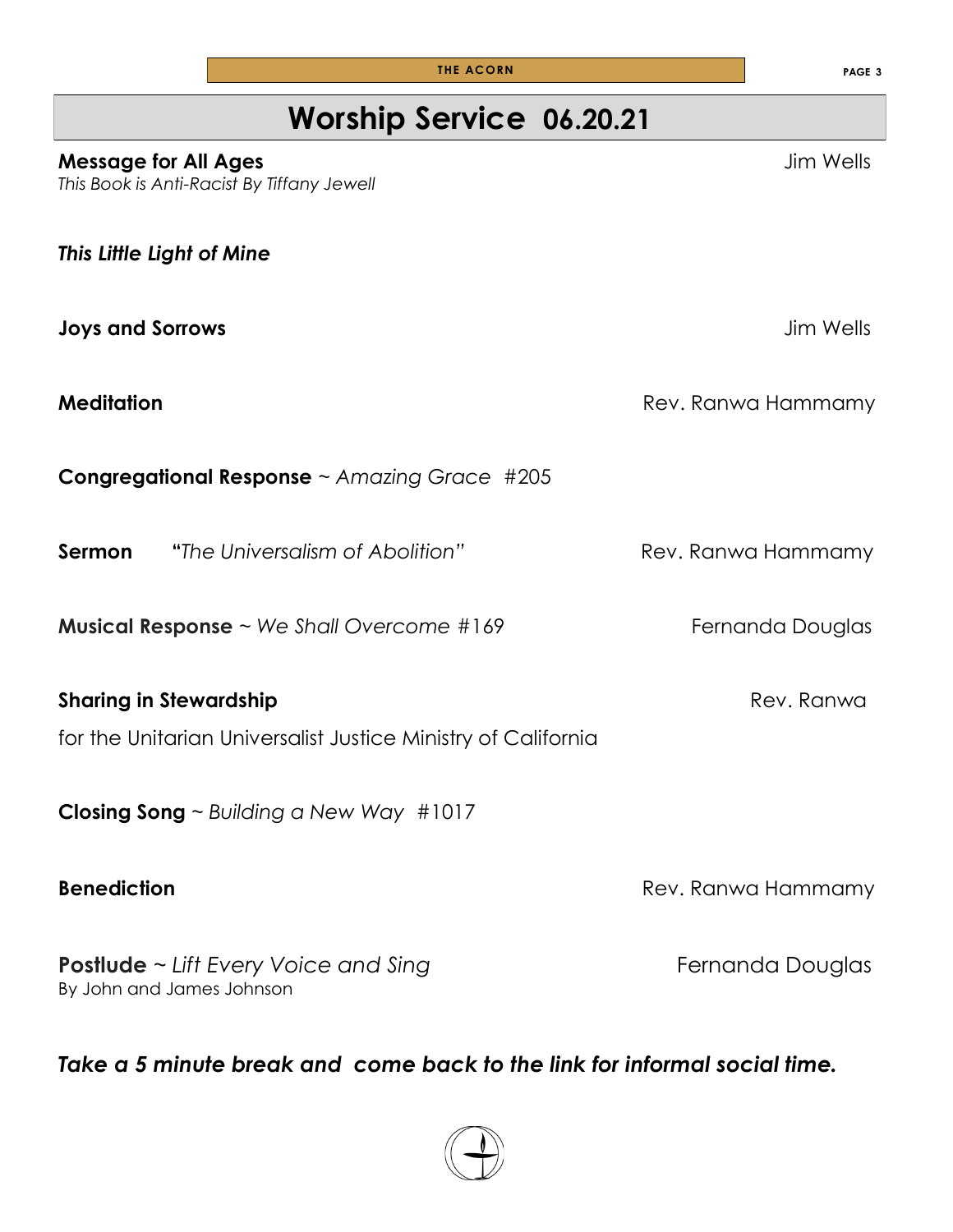# Worship Service 06.20.21

**Message for All Ages** — Jim Wells
*This Book is Anti-Racist By Tiffany Jewell*

***This Little Light of Mine***

**Joys and Sorrows** — Jim Wells

**Meditation** — Rev. Ranwa Hammamy

**Congregational Response** ~ *Amazing Grace* #205

**Sermon** **"***The Universalism of Abolition"* — Rev. Ranwa Hammamy

**Musical Response** ~ *We Shall Overcome* #169 — Fernanda Douglas

**Sharing in Stewardship** — Rev. Ranwa
for the Unitarian Universalist Justice Ministry of California

**Closing Song** ~ *Building a New Way* #1017

**Benediction** — Rev. Ranwa Hammamy

**Postlude** ~ *Lift Every Voice and Sing* — Fernanda Douglas
By John and James Johnson

***Take a 5 minute break and come back to the link for informal social time.***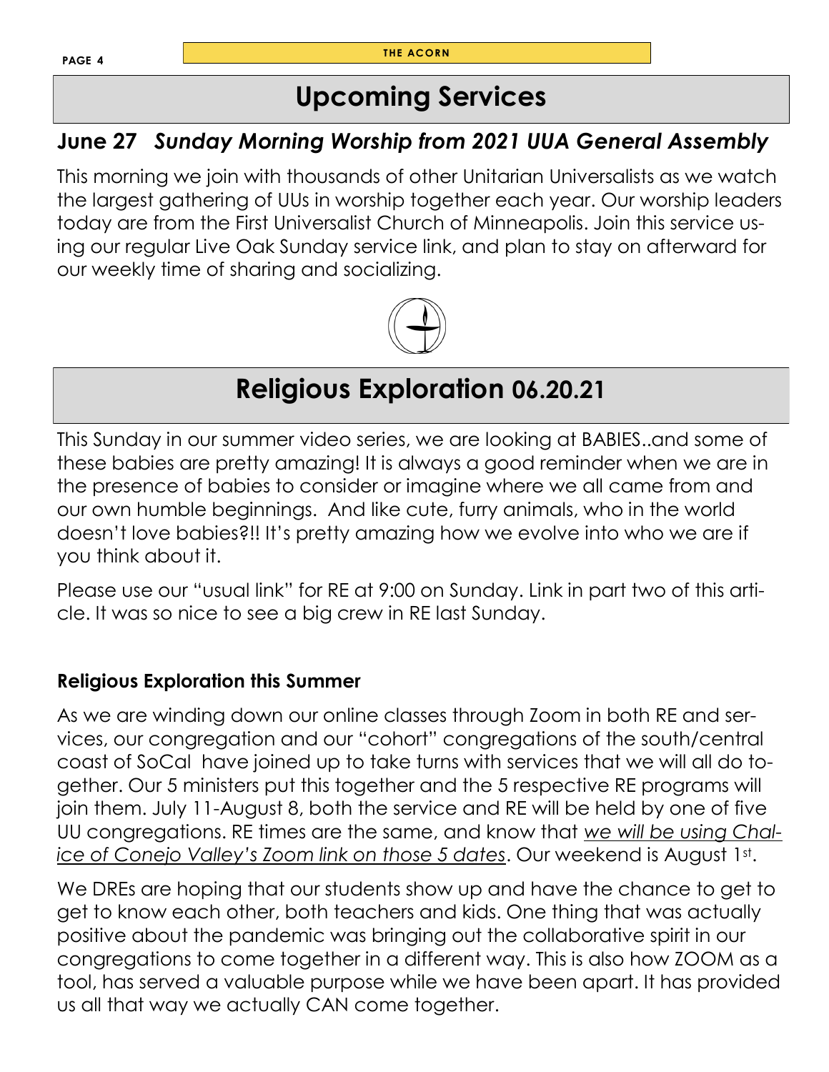# Upcoming Services

## June 27 *Sunday Morning Worship from 2021 UUA General Assembly*

This morning we join with thousands of other Unitarian Universalists as we watch the largest gathering of UUs in worship together each year. Our worship leaders today are from the First Universalist Church of Minneapolis. Join this service using our regular Live Oak Sunday service link, and plan to stay on afterward for our weekly time of sharing and socializing.

# Religious Exploration 06.20.21

This Sunday in our summer video series, we are looking at BABIES..and some of these babies are pretty amazing! It is always a good reminder when we are in the presence of babies to consider or imagine where we all came from and our own humble beginnings. And like cute, furry animals, who in the world doesn't love babies?!! It's pretty amazing how we evolve into who we are if you think about it.

Please use our "usual link" for RE at 9:00 on Sunday. Link in part two of this article. It was so nice to see a big crew in RE last Sunday.

### Religious Exploration this Summer

As we are winding down our online classes through Zoom in both RE and services, our congregation and our "cohort" congregations of the south/central coast of SoCal have joined up to take turns with services that we will all do together. Our 5 ministers put this together and the 5 respective RE programs will join them. July 11-August 8, both the service and RE will be held by one of five UU congregations. RE times are the same, and know that *we will be using Chalice of Conejo Valley's Zoom link on those 5 dates*. Our weekend is August 1st.

We DREs are hoping that our students show up and have the chance to get to get to know each other, both teachers and kids. One thing that was actually positive about the pandemic was bringing out the collaborative spirit in our congregations to come together in a different way. This is also how ZOOM as a tool, has served a valuable purpose while we have been apart. It has provided us all that way we actually CAN come together.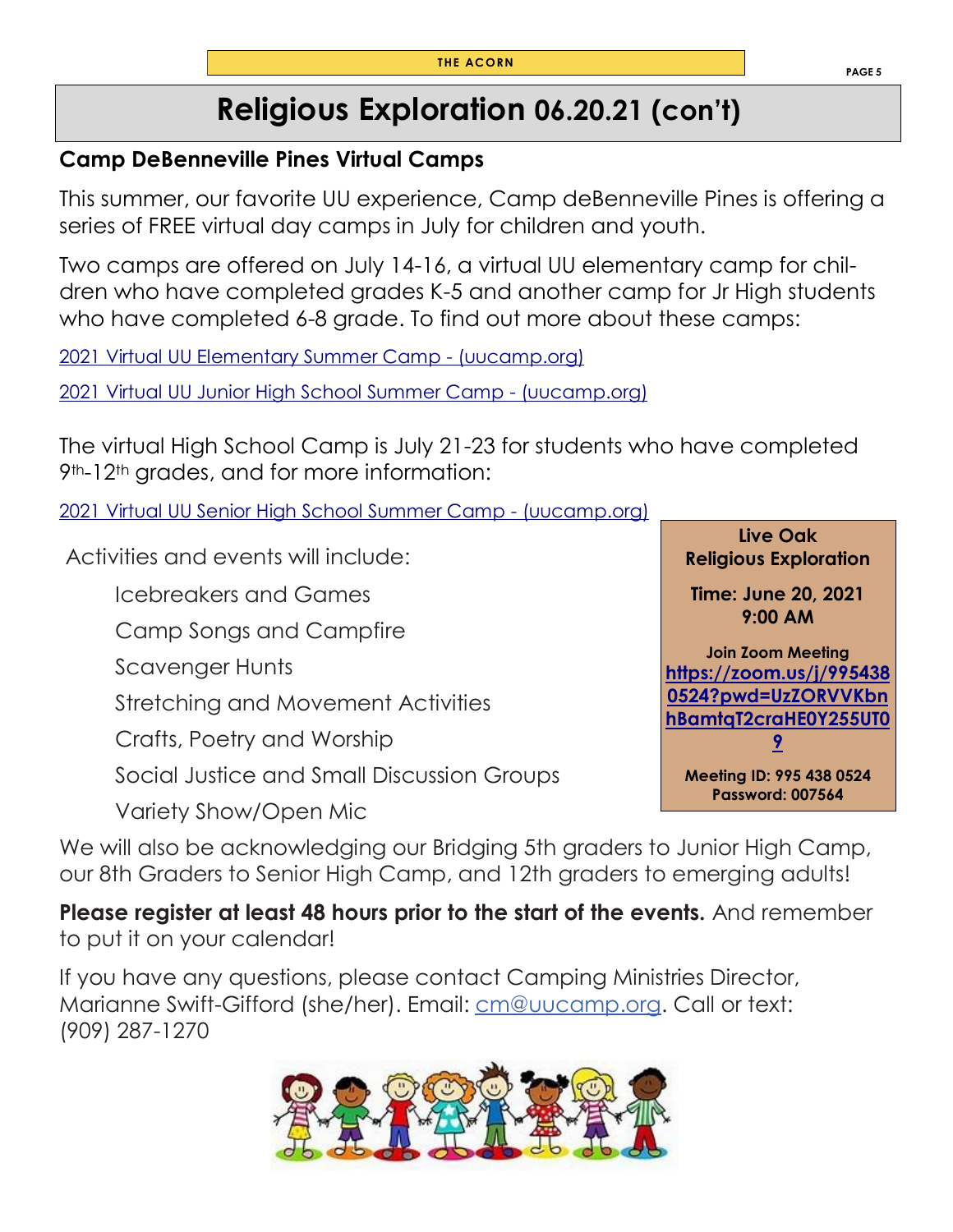# Religious Exploration 06.20.21 (con't)

## Camp DeBenneville Pines Virtual Camps

This summer, our favorite UU experience, Camp deBenneville Pines is offering a series of FREE virtual day camps in July for children and youth.

Two camps are offered on July 14-16, a virtual UU elementary camp for children who have completed grades K-5 and another camp for Jr High students who have completed 6-8 grade. To find out more about these camps:

[2021 Virtual UU Elementary Summer Camp - (uucamp.org)]

[2021 Virtual UU Junior High School Summer Camp - (uucamp.org)]

The virtual High School Camp is July 21-23 for students who have completed 9th-12th grades, and for more information:

[2021 Virtual UU Senior High School Summer Camp - (uucamp.org)]

Activities and events will include:

- Icebreakers and Games
- Camp Songs and Campfire
- Scavenger Hunts
- Stretching and Movement Activities
- Crafts, Poetry and Worship
- Social Justice and Small Discussion Groups
- Variety Show/Open Mic

We will also be acknowledging our Bridging 5th graders to Junior High Camp, our 8th Graders to Senior High Camp, and 12th graders to emerging adults!

**Please register at least 48 hours prior to the start of the events.** And remember to put it on your calendar!

If you have any questions, please contact Camping Ministries Director, Marianne Swift-Gifford (she/her). Email: cm@uucamp.org. Call or text: (909) 287-1270

**Live Oak Religious Exploration**

**Time: June 20, 2021 9:00 AM**

**Join Zoom Meeting**
**https://zoom.us/j/9954380524?pwd=UzZORVVKbnhBamtqT2craHE0Y255UT09**

**Meeting ID: 995 438 0524**
**Password: 007564**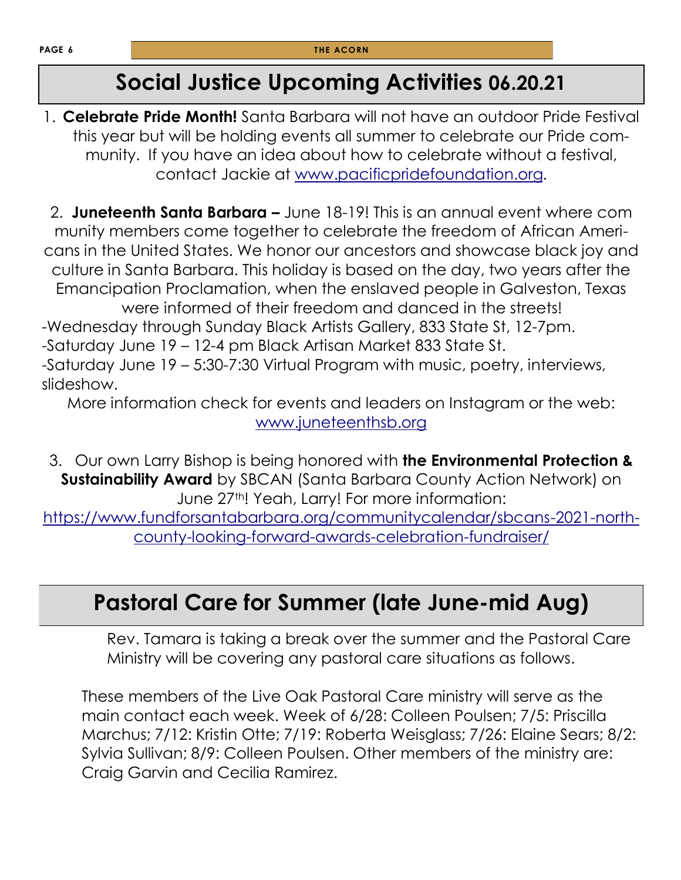# Social Justice Upcoming Activities 06.20.21

1. **Celebrate Pride Month!** Santa Barbara will not have an outdoor Pride Festival this year but will be holding events all summer to celebrate our Pride community. If you have an idea about how to celebrate without a festival, contact Jackie at www.pacificpridefoundation.org.

2. **Juneteenth Santa Barbara –** June 18-19! This is an annual event where community members come together to celebrate the freedom of African Americans in the United States. We honor our ancestors and showcase black joy and culture in Santa Barbara. This holiday is based on the day, two years after the Emancipation Proclamation, when the enslaved people in Galveston, Texas were informed of their freedom and danced in the streets!

-Wednesday through Sunday Black Artists Gallery, 833 State St, 12-7pm.
-Saturday June 19 – 12-4 pm Black Artisan Market 833 State St.
-Saturday June 19 – 5:30-7:30 Virtual Program with music, poetry, interviews, slideshow.

More information check for events and leaders on Instagram or the web: www.juneteenthsb.org

3. Our own Larry Bishop is being honored with **the Environmental Protection & Sustainability Award** by SBCAN (Santa Barbara County Action Network) on June 27th! Yeah, Larry! For more information: https://www.fundforsantabarbara.org/communitycalendar/sbcans-2021-north-county-looking-forward-awards-celebration-fundraiser/

# Pastoral Care for Summer (late June-mid Aug)

Rev. Tamara is taking a break over the summer and the Pastoral Care Ministry will be covering any pastoral care situations as follows.

These members of the Live Oak Pastoral Care ministry will serve as the main contact each week. Week of 6/28: Colleen Poulsen; 7/5: Priscilla Marchus; 7/12: Kristin Otte; 7/19: Roberta Weisglass; 7/26: Elaine Sears; 8/2: Sylvia Sullivan; 8/9: Colleen Poulsen. Other members of the ministry are: Craig Garvin and Cecilia Ramirez.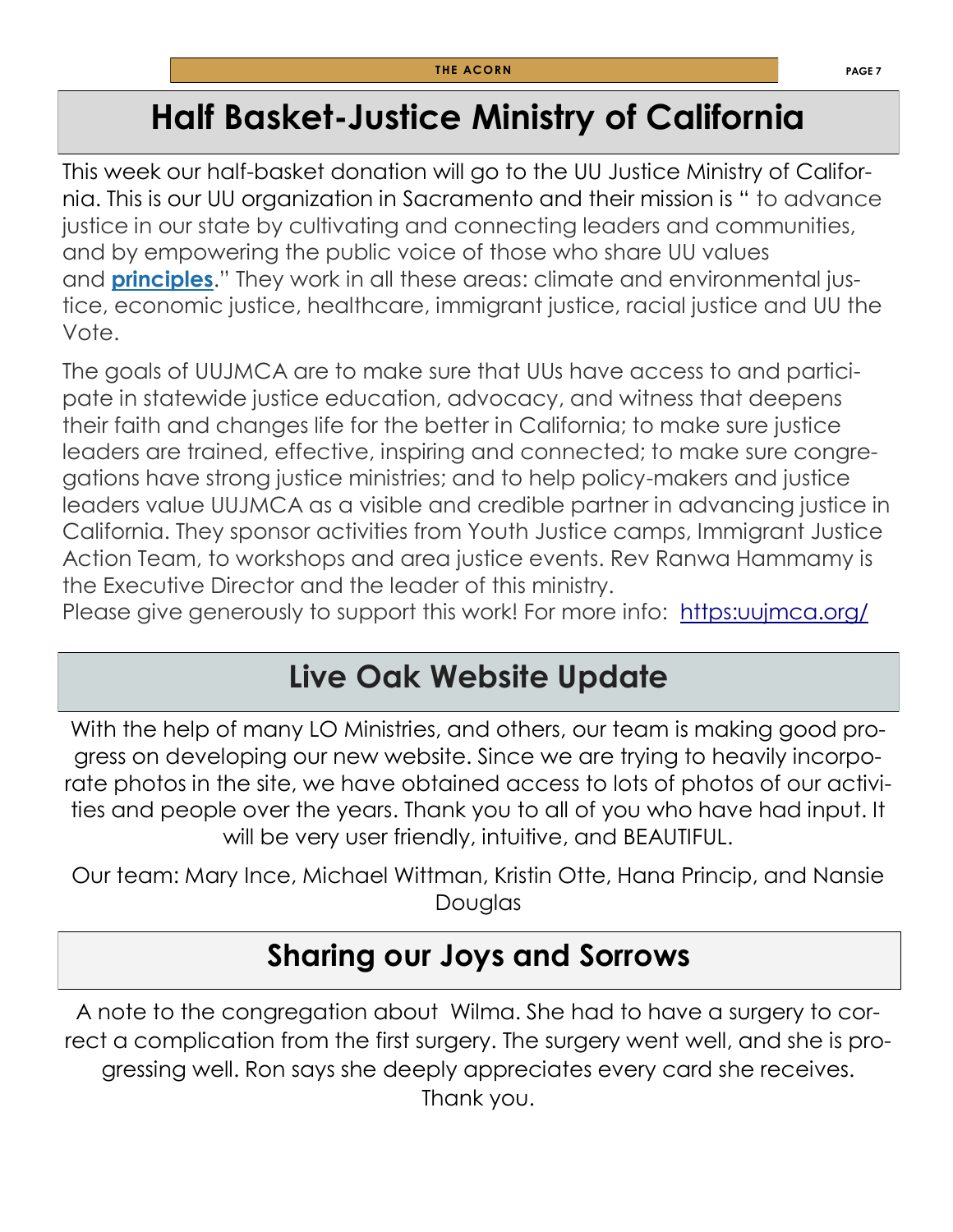# Half Basket-Justice Ministry of California

This week our half-basket donation will go to the UU Justice Ministry of California. This is our UU organization in Sacramento and their mission is " to advance justice in our state by cultivating and connecting leaders and communities, and by empowering the public voice of those who share UU values and **principles**." They work in all these areas: climate and environmental justice, economic justice, healthcare, immigrant justice, racial justice and UU the Vote.

The goals of UUJMCA are to make sure that UUs have access to and participate in statewide justice education, advocacy, and witness that deepens their faith and changes life for the better in California; to make sure justice leaders are trained, effective, inspiring and connected; to make sure congregations have strong justice ministries; and to help policy-makers and justice leaders value UUJMCA as a visible and credible partner in advancing justice in California. They sponsor activities from Youth Justice camps, Immigrant Justice Action Team, to workshops and area justice events. Rev Ranwa Hammamy is the Executive Director and the leader of this ministry.
Please give generously to support this work! For more info: https:uujmca.org/

# Live Oak Website Update

With the help of many LO Ministries, and others, our team is making good progress on developing our new website. Since we are trying to heavily incorporate photos in the site, we have obtained access to lots of photos of our activities and people over the years. Thank you to all of you who have had input. It will be very user friendly, intuitive, and BEAUTIFUL.

Our team: Mary Ince, Michael Wittman, Kristin Otte, Hana Princip, and Nansie Douglas

# Sharing our Joys and Sorrows

A note to the congregation about Wilma. She had to have a surgery to correct a complication from the first surgery. The surgery went well, and she is progressing well. Ron says she deeply appreciates every card she receives. Thank you.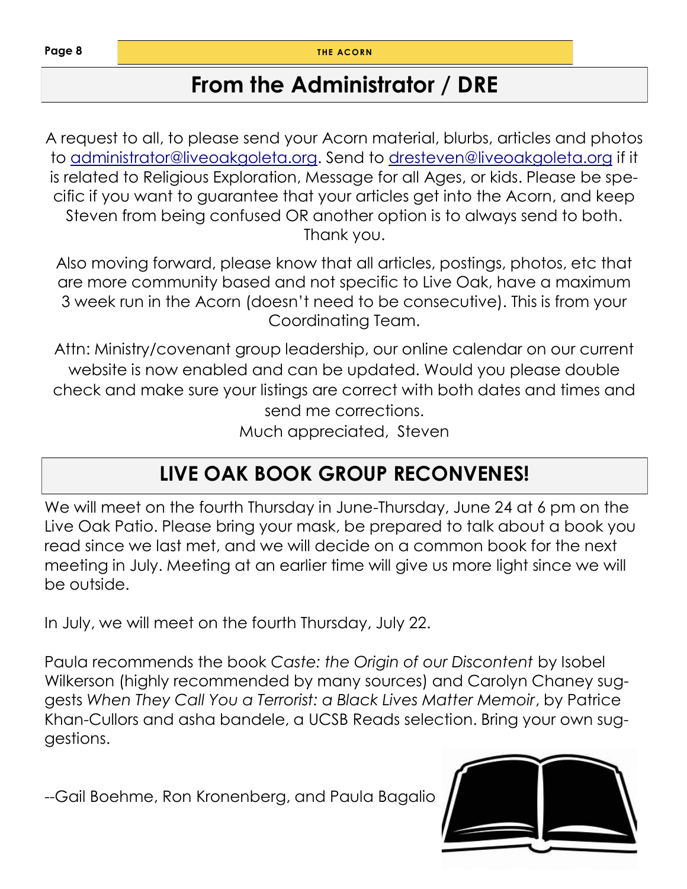## From the Administrator / DRE

A request to all, to please send your Acorn material, blurbs, articles and photos to administrator@liveoakgoleta.org. Send to dresteven@liveoakgoleta.org if it is related to Religious Exploration, Message for all Ages, or kids. Please be specific if you want to guarantee that your articles get into the Acorn, and keep Steven from being confused OR another option is to always send to both. Thank you.

Also moving forward, please know that all articles, postings, photos, etc that are more community based and not specific to Live Oak, have a maximum 3 week run in the Acorn (doesn't need to be consecutive). This is from your Coordinating Team.

Attn: Ministry/covenant group leadership, our online calendar on our current website is now enabled and can be updated. Would you please double check and make sure your listings are correct with both dates and times and send me corrections.

Much appreciated, Steven

## LIVE OAK BOOK GROUP RECONVENES!

We will meet on the fourth Thursday in June-Thursday, June 24 at 6 pm on the Live Oak Patio. Please bring your mask, be prepared to talk about a book you read since we last met, and we will decide on a common book for the next meeting in July. Meeting at an earlier time will give us more light since we will be outside.

In July, we will meet on the fourth Thursday, July 22.

Paula recommends the book *Caste: the Origin of our Discontent* by Isobel Wilkerson (highly recommended by many sources) and Carolyn Chaney suggests *When They Call You a Terrorist: a Black Lives Matter Memoir*, by Patrice Khan-Cullors and asha bandele, a UCSB Reads selection. Bring your own suggestions.

--Gail Boehme, Ron Kronenberg, and Paula Bagalio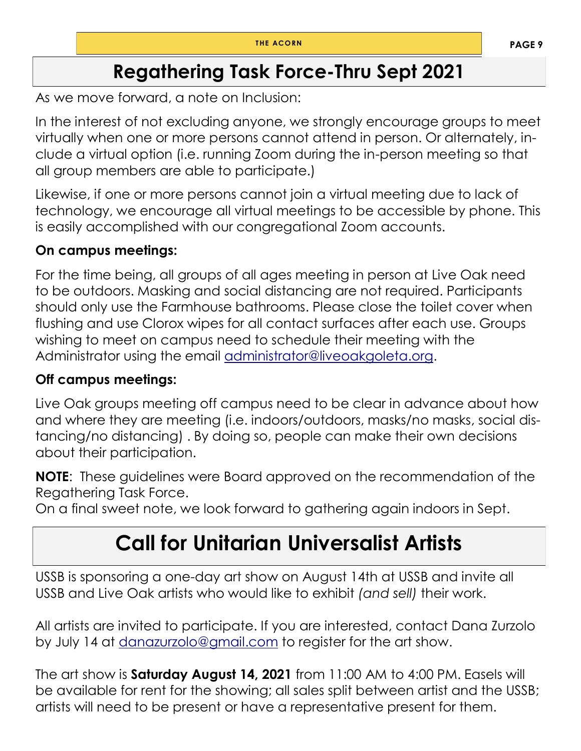# Regathering Task Force-Thru Sept 2021

As we move forward, a note on Inclusion:

In the interest of not excluding anyone, we strongly encourage groups to meet virtually when one or more persons cannot attend in person. Or alternately, include a virtual option (i.e. running Zoom during the in-person meeting so that all group members are able to participate.)

Likewise, if one or more persons cannot join a virtual meeting due to lack of technology, we encourage all virtual meetings to be accessible by phone. This is easily accomplished with our congregational Zoom accounts.

**On campus meetings:**

For the time being, all groups of all ages meeting in person at Live Oak need to be outdoors. Masking and social distancing are not required. Participants should only use the Farmhouse bathrooms. Please close the toilet cover when flushing and use Clorox wipes for all contact surfaces after each use. Groups wishing to meet on campus need to schedule their meeting with the Administrator using the email administrator@liveoakgoleta.org.

**Off campus meetings:**

Live Oak groups meeting off campus need to be clear in advance about how and where they are meeting (i.e. indoors/outdoors, masks/no masks, social distancing/no distancing) . By doing so, people can make their own decisions about their participation.

**NOTE**: These guidelines were Board approved on the recommendation of the Regathering Task Force.
On a final sweet note, we look forward to gathering again indoors in Sept.

# Call for Unitarian Universalist Artists

USSB is sponsoring a one-day art show on August 14th at USSB and invite all USSB and Live Oak artists who would like to exhibit *(and sell)* their work.

All artists are invited to participate. If you are interested, contact Dana Zurzolo by July 14 at danazurzolo@gmail.com to register for the art show.

The art show is **Saturday August 14, 2021** from 11:00 AM to 4:00 PM. Easels will be available for rent for the showing; all sales split between artist and the USSB; artists will need to be present or have a representative present for them.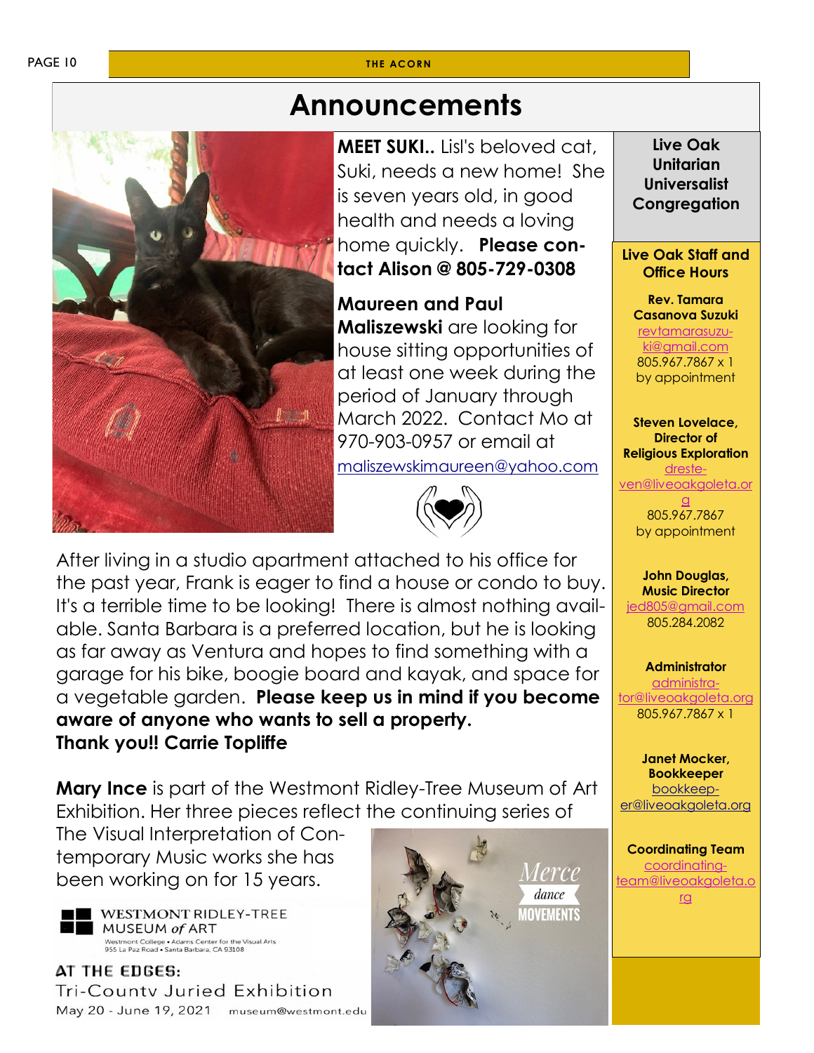# Announcements

**MEET SUKI..** Lisl's beloved cat, Suki, needs a new home! She is seven years old, in good health and needs a loving home quickly. **Please contact Alison @ 805-729-0308**

**Maureen and Paul Maliszewski** are looking for house sitting opportunities of at least one week during the period of January through March 2022. Contact Mo at 970-903-0957 or email at maliszewskimaureen@yahoo.com

After living in a studio apartment attached to his office for the past year, Frank is eager to find a house or condo to buy. It's a terrible time to be looking! There is almost nothing available. Santa Barbara is a preferred location, but he is looking as far away as Ventura and hopes to find something with a garage for his bike, boogie board and kayak, and space for a vegetable garden. **Please keep us in mind if you become aware of anyone who wants to sell a property.**
**Thank you!! Carrie Topliffe**

**Mary Ince** is part of the Westmont Ridley-Tree Museum of Art Exhibition. Her three pieces reflect the continuing series of The Visual Interpretation of Contemporary Music works she has been working on for 15 years.

WESTMONT RIDLEY-TREE MUSEUM of ART
Westmont College • Adams Center for the Visual Arts
955 La Paz Road • Santa Barbara, CA 93108

AT THE EDGES:
Tri-County Juried Exhibition
May 20 - June 19, 2021 museum@westmont.edu

Merce dance MOVEMENTS

---

**Live Oak Unitarian Universalist Congregation**

**Live Oak Staff and Office Hours**

**Rev. Tamara Casanova Suzuki**
revtamarasuzuki@gmail.com
805.967.7867 x 1
by appointment

**Steven Lovelace, Director of Religious Exploration**
dresteven@liveoakgoleta.org
805.967.7867
by appointment

**John Douglas, Music Director**
jed805@gmail.com
805.284.2082

**Administrator**
administrator@liveoakgoleta.org
805.967.7867 x 1

**Janet Mocker, Bookkeeper**
bookkeeper@liveoakgoleta.org

**Coordinating Team**
coordinating-team@liveoakgoleta.org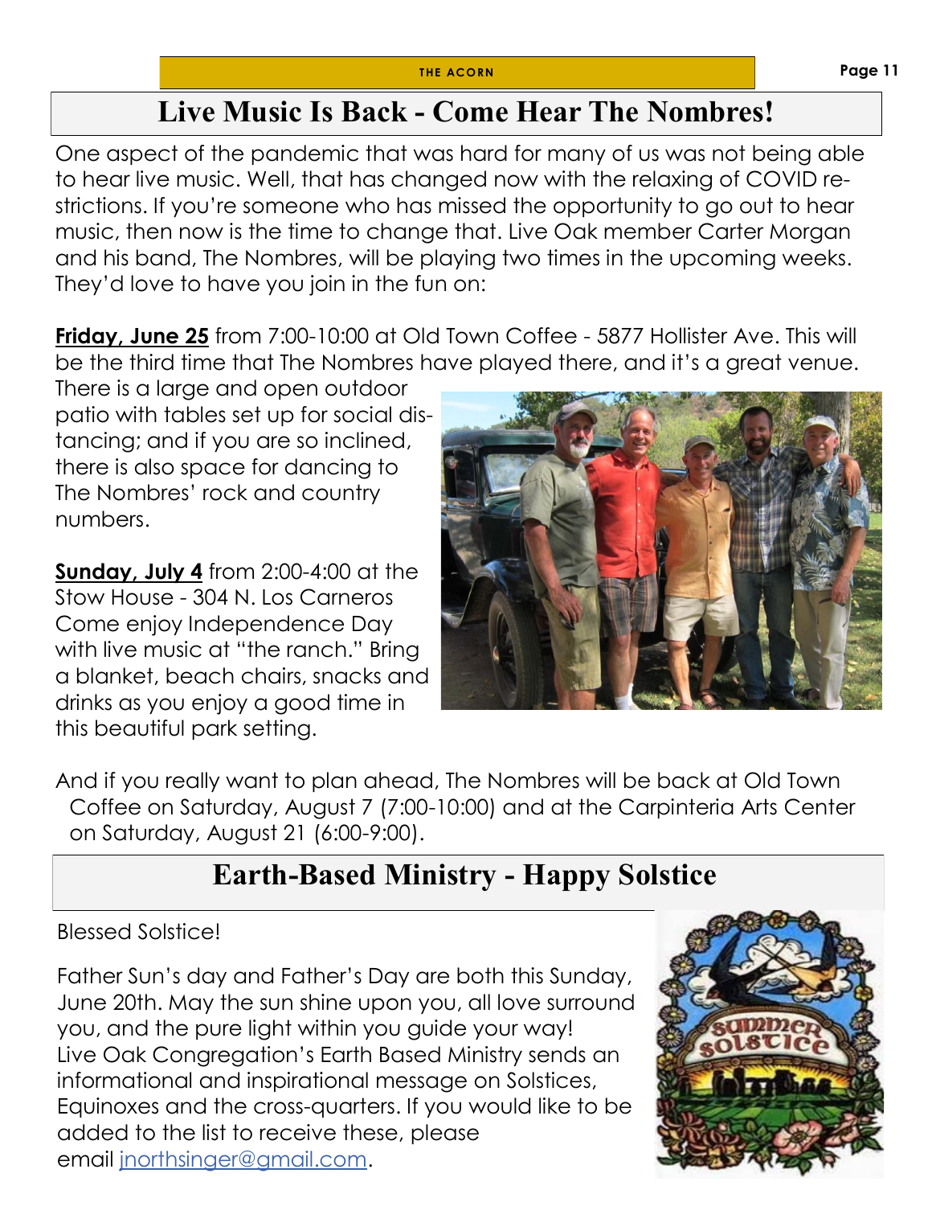## Live Music Is Back - Come Hear The Nombres!

One aspect of the pandemic that was hard for many of us was not being able to hear live music. Well, that has changed now with the relaxing of COVID restrictions. If you're someone who has missed the opportunity to go out to hear music, then now is the time to change that. Live Oak member Carter Morgan and his band, The Nombres, will be playing two times in the upcoming weeks. They'd love to have you join in the fun on:

**Friday, June 25** from 7:00-10:00 at Old Town Coffee - 5877 Hollister Ave. This will be the third time that The Nombres have played there, and it's a great venue. There is a large and open outdoor patio with tables set up for social distancing; and if you are so inclined, there is also space for dancing to The Nombres' rock and country numbers.

**Sunday, July 4** from 2:00-4:00 at the Stow House - 304 N. Los Carneros Come enjoy Independence Day with live music at "the ranch." Bring a blanket, beach chairs, snacks and drinks as you enjoy a good time in this beautiful park setting.

And if you really want to plan ahead, The Nombres will be back at Old Town Coffee on Saturday, August 7 (7:00-10:00) and at the Carpinteria Arts Center on Saturday, August 21 (6:00-9:00).

## Earth-Based Ministry - Happy Solstice

Blessed Solstice!

Father Sun's day and Father's Day are both this Sunday, June 20th. May the sun shine upon you, all love surround you, and the pure light within you guide your way! Live Oak Congregation's Earth Based Ministry sends an informational and inspirational message on Solstices, Equinoxes and the cross-quarters. If you would like to be added to the list to receive these, please email jnorthsinger@gmail.com.